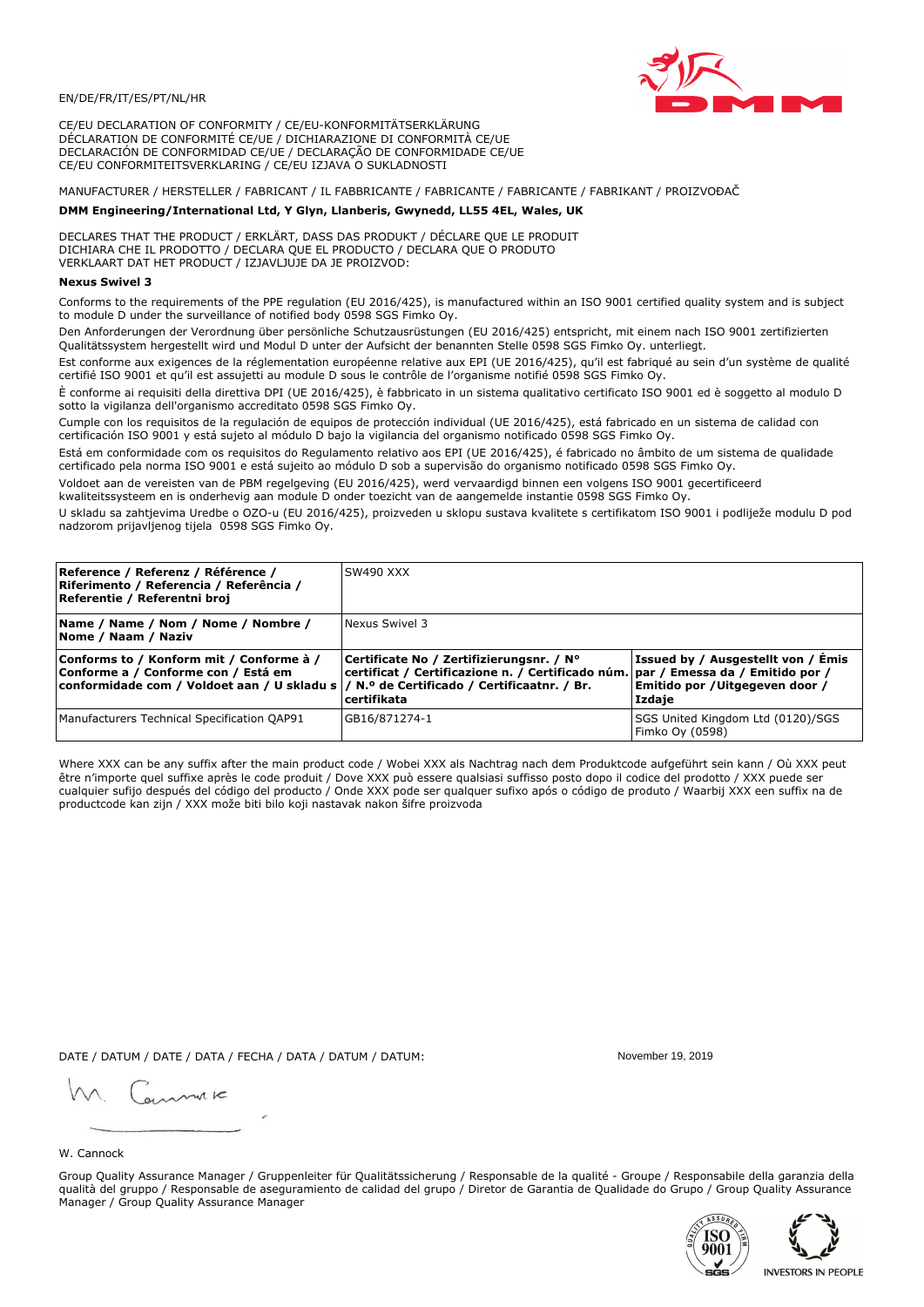EN/DE/FR/IT/ES/PT/NL/HR

CE/EU DECLARATION OF CONFORMITY / CE/EU-KONFORMITÄTSERKLÄRUNG
DÉCLARATION DE CONFORMITÉ CE/UE / DICHIARAZIONE DI CONFORMITÀ CE/UE
DECLARACIÓN DE CONFORMIDAD CE/UE / DECLARAÇÃO DE CONFORMIDADE CE/UE
CE/EU CONFORMITEITSVERKLARING / CE/EU IZJAVA O SUKLADNOSTI

MANUFACTURER / HERSTELLER / FABRICANT / IL FABBRICANTE / FABRICANTE / FABRICANTE / FABRIKANT / PROIZVOĐAČ

**DMM Engineering/International Ltd, Y Glyn, Llanberis, Gwynedd, LL55 4EL, Wales, UK**

DECLARES THAT THE PRODUCT / ERKLÄRT, DASS DAS PRODUKT / DÉCLARE QUE LE PRODUIT
DICHIARA CHE IL PRODOTTO / DECLARA QUE EL PRODUCTO / DECLARA QUE O PRODUTO
VERKLAART DAT HET PRODUCT / IZJAVLJUJE DA JE PROIZVOD:

**Nexus Swivel 3**

Conforms to the requirements of the PPE regulation (EU 2016/425), is manufactured within an ISO 9001 certified quality system and is subject to module D under the surveillance of notified body 0598 SGS Fimko Oy.

Den Anforderungen der Verordnung über persönliche Schutzausrüstungen (EU 2016/425) entspricht, mit einem nach ISO 9001 zertifizierten Qualitätssystem hergestellt wird und Modul D unter der Aufsicht der benannten Stelle 0598 SGS Fimko Oy. unterliegt.

Est conforme aux exigences de la réglementation européenne relative aux EPI (UE 2016/425), qu'il est fabriqué au sein d'un système de qualité certifié ISO 9001 et qu'il est assujetti au module D sous le contrôle de l'organisme notifié 0598 SGS Fimko Oy.

È conforme ai requisiti della direttiva DPI (UE 2016/425), è fabbricato in un sistema qualitativo certificato ISO 9001 ed è soggetto al modulo D sotto la vigilanza dell'organismo accreditato 0598 SGS Fimko Oy.

Cumple con los requisitos de la regulación de equipos de protección individual (UE 2016/425), está fabricado en un sistema de calidad con certificación ISO 9001 y está sujeto al módulo D bajo la vigilancia del organismo notificado 0598 SGS Fimko Oy.

Está em conformidade com os requisitos do Regulamento relativo aos EPI (UE 2016/425), é fabricado no âmbito de um sistema de qualidade certificado pela norma ISO 9001 e está sujeito ao módulo D sob a supervisão do organismo notificado 0598 SGS Fimko Oy.

Voldoet aan de vereisten van de PBM regelgeving (EU 2016/425), werd vervaardigd binnen een volgens ISO 9001 gecertificeerd kwaliteitssysteem en is onderhevig aan module D onder toezicht van de aangemelde instantie 0598 SGS Fimko Oy.

U skladu sa zahtjevima Uredbe o OZO-u (EU 2016/425), proizveden u sklopu sustava kvalitete s certifikatom ISO 9001 i podliježe modulu D pod nadzorom prijavljenog tijela 0598 SGS Fimko Oy.

| **Reference / Referenz / Référence / Riferimento / Referencia / Referência / Referentie / Referentni broj** | SW490 XXX | |
|---|---|---|
| **Name / Name / Nom / Nome / Nombre / Nome / Naam / Naziv** | Nexus Swivel 3 | |
| **Conforms to / Konform mit / Conforme à / Conforme a / Conforme con / Está em conformidade com / Voldoet aan / U skladu s** | **Certificate No / Zertifizierungsnr. / N° certificat / Certificazione n. / Certificado núm. / N.º de Certificado / Certificaatnr. / Br. certifikata** | **Issued by / Ausgestellt von / Émis par / Emessa da / Emitido por / Emitido por / Uitgegeven door / Izdaje** |
| Manufacturers Technical Specification QAP91 | GB16/871274-1 | SGS United Kingdom Ltd (0120)/SGS Fimko Oy (0598) |

Where XXX can be any suffix after the main product code / Wobei XXX als Nachtrag nach dem Produktcode aufgeführt sein kann / Où XXX peut être n'importe quel suffixe après le code produit / Dove XXX può essere qualsiasi suffisso posto dopo il codice del prodotto / XXX puede ser cualquier sufijo después del código del producto / Onde XXX pode ser qualquer sufixo após o código de produto / Waarbij XXX een suffix na de productcode kan zijn / XXX može biti bilo koji nastavak nakon šifre proizvoda

DATE / DATUM / DATE / DATA / FECHA / DATA / DATUM / DATUM: November 19, 2019

W. Cannock

Group Quality Assurance Manager / Gruppenleiter für Qualitätssicherung / Responsable de la qualité - Groupe / Responsabile della garanzia della qualità del gruppo / Responsable de aseguramiento de calidad del grupo / Diretor de Garantia de Qualidade do Grupo / Group Quality Assurance Manager / Group Quality Assurance Manager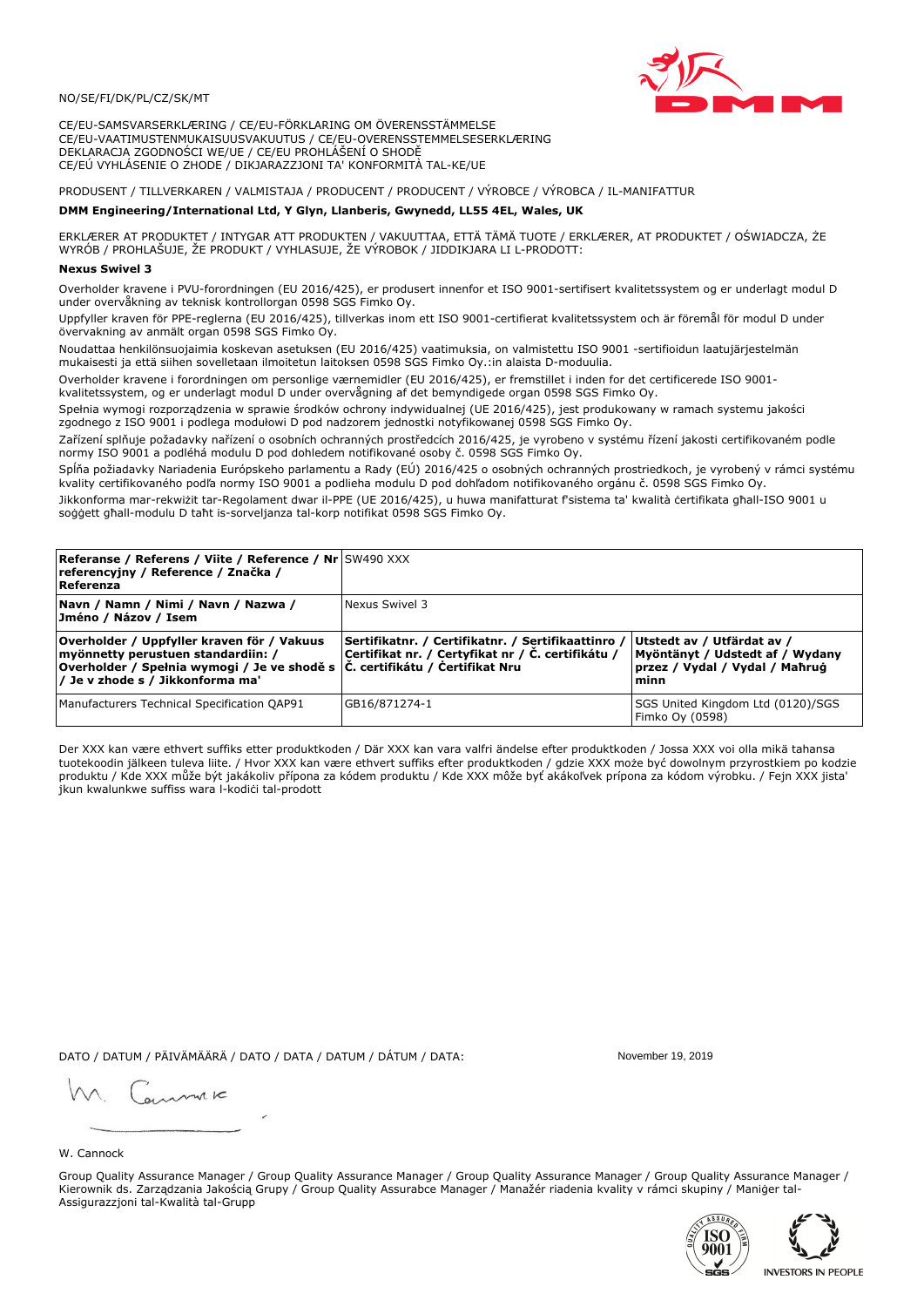NO/SE/FI/DK/PL/CZ/SK/MT

CE/EU-SAMSVARSERKLÆRING / CE/EU-FÖRKLARING OM ÖVERENSSTÄMMELSE
CE/EU-VAATIMUSTENMUKAISUUSVAKUUTUS / CE/EU-OVERENSSTEMMELSESERKLÆRING
DEKLARACJA ZGODNOŚCI WE/UE / CE/EU PROHLÁŠENÍ O SHODĚ
CE/EÚ VYHLÁSENIE O ZHODE / DIKJARAZZJONI TA' KONFORMITÀ TAL-KE/UE

PRODUSENT / TILLVERKAREN / VALMISTAJA / PRODUCENT / PRODUCENT / VÝROBCE / VÝROBCA / IL-MANIFATTUR

**DMM Engineering/International Ltd, Y Glyn, Llanberis, Gwynedd, LL55 4EL, Wales, UK**

ERKLÆRER AT PRODUKTET / INTYGAR ATT PRODUKTEN / VAKUUTTAA, ETTÄ TÄMÄ TUOTE / ERKLÆRER, AT PRODUKTET / OŚWIADCZA, ŻE WYRÓB / PROHLAŠUJE, ŽE PRODUKT / VYHLASUJE, ŽE VÝROBOK / JIDDIKJARA LI L-PRODOTT:

**Nexus Swivel 3**

Overholder kravene i PVU-forordningen (EU 2016/425), er produsert innenfor et ISO 9001-sertifisert kvalitetssystem og er underlagt modul D under overvåkning av teknisk kontrollorgan 0598 SGS Fimko Oy.

Uppfyller kraven för PPE-reglerna (EU 2016/425), tillverkas inom ett ISO 9001-certifierat kvalitetssystem och är föremål för modul D under övervakning av anmält organ 0598 SGS Fimko Oy.

Noudattaa henkilönsuojaimia koskevan asetuksen (EU 2016/425) vaatimuksia, on valmistettu ISO 9001 -sertifioidun laatujärjestelmän mukaisesti ja että siihen sovelletaan ilmoitetun laitoksen 0598 SGS Fimko Oy.:in alaista D-moduulia.

Overholder kravene i forordningen om personlige værnemidler (EU 2016/425), er fremstillet i inden for det certificerede ISO 9001-kvalitetssystem, og er underlagt modul D under overvågning af det bemyndigede organ 0598 SGS Fimko Oy.

Spełnia wymogi rozporządzenia w sprawie środków ochrony indywidualnej (UE 2016/425), jest produkowany w ramach systemu jakości zgodnego z ISO 9001 i podlega modułowi D pod nadzorem jednostki notyfikowanej 0598 SGS Fimko Oy.

Zařízení splňuje požadavky nařízení o osobních ochranných prostředcích 2016/425, je vyrobeno v systému řízení jakosti certifikovaném podle normy ISO 9001 a podléhá modulu D pod dohledem notifikované osoby č. 0598 SGS Fimko Oy.

Spĺňa požiadavky Nariadenia Európskeho parlamentu a Rady (EÚ) 2016/425 o osobných ochranných prostriedkoch, je vyrobený v rámci systému kvality certifikovaného podľa normy ISO 9001 a podlieha modulu D pod dohľadom notifikovaného orgánu č. 0598 SGS Fimko Oy.

Jikkonforma mar-rekwiżit tar-Regolament dwar il-PPE (UE 2016/425), u huwa manifatturat f'sistema ta' kwalità ċertifikata għall-ISO 9001 u soġġett għall-modulu D taħt is-sorveljanza tal-korp notifikat 0598 SGS Fimko Oy.

| **Referanse / Referens / Viite / Reference / Nr referencyjny / Reference / Značka / Referenza** | SW490 XXX | |
|---|---|---|
| **Navn / Namn / Nimi / Navn / Nazwa / Jméno / Názov / Isem** | Nexus Swivel 3 | |
| **Overholder / Uppfyller kraven för / Vakuus myönnetty perustuen standardiin: / Overholder / Spełnia wymogi / Je ve shodě s / Je v zhode s / Jikkonforma ma'** | **Sertifikatnr. / Certifikatnr. / Sertifikaattinro / Certifikat nr. / Certyfikat nr / Č. certifikátu / Č. certifikátu / Ċertifikat Nru** | **Utstedt av / Utfärdat av / Myöntänyt / Udstedt af / Wydany przez / Vydal / Vydal / Maħruġ minn** |
| Manufacturers Technical Specification QAP91 | GB16/871274-1 | SGS United Kingdom Ltd (0120)/SGS Fimko Oy (0598) |

Der XXX kan være ethvert suffiks etter produktkoden / Där XXX kan vara valfri ändelse efter produktkoden / Jossa XXX voi olla mikä tahansa tuotekoodin jälkeen tuleva liite. / Hvor XXX kan være ethvert suffiks efter produktkoden / gdzie XXX może być dowolnym przyrostkiem po kodzie produktu / Kde XXX může být jakákoliv přípona za kódem produktu / Kde XXX môže byť akákoľvek prípona za kódom výrobku. / Fejn XXX jista' jkun kwalunkwe suffiss wara l-kodiċi tal-prodott

DATO / DATUM / PÄIVÄMÄÄRÄ / DATO / DATA / DATUM / DÁTUM / DATA: November 19, 2019

W. Cannock

Group Quality Assurance Manager / Group Quality Assurance Manager / Group Quality Assurance Manager / Group Quality Assurance Manager / Kierownik ds. Zarządzania Jakością Grupy / Group Quality Assurabce Manager / Manažér riadenia kvality v rámci skupiny / Maniġer tal-Assigurazzjoni tal-Kwalità tal-Grupp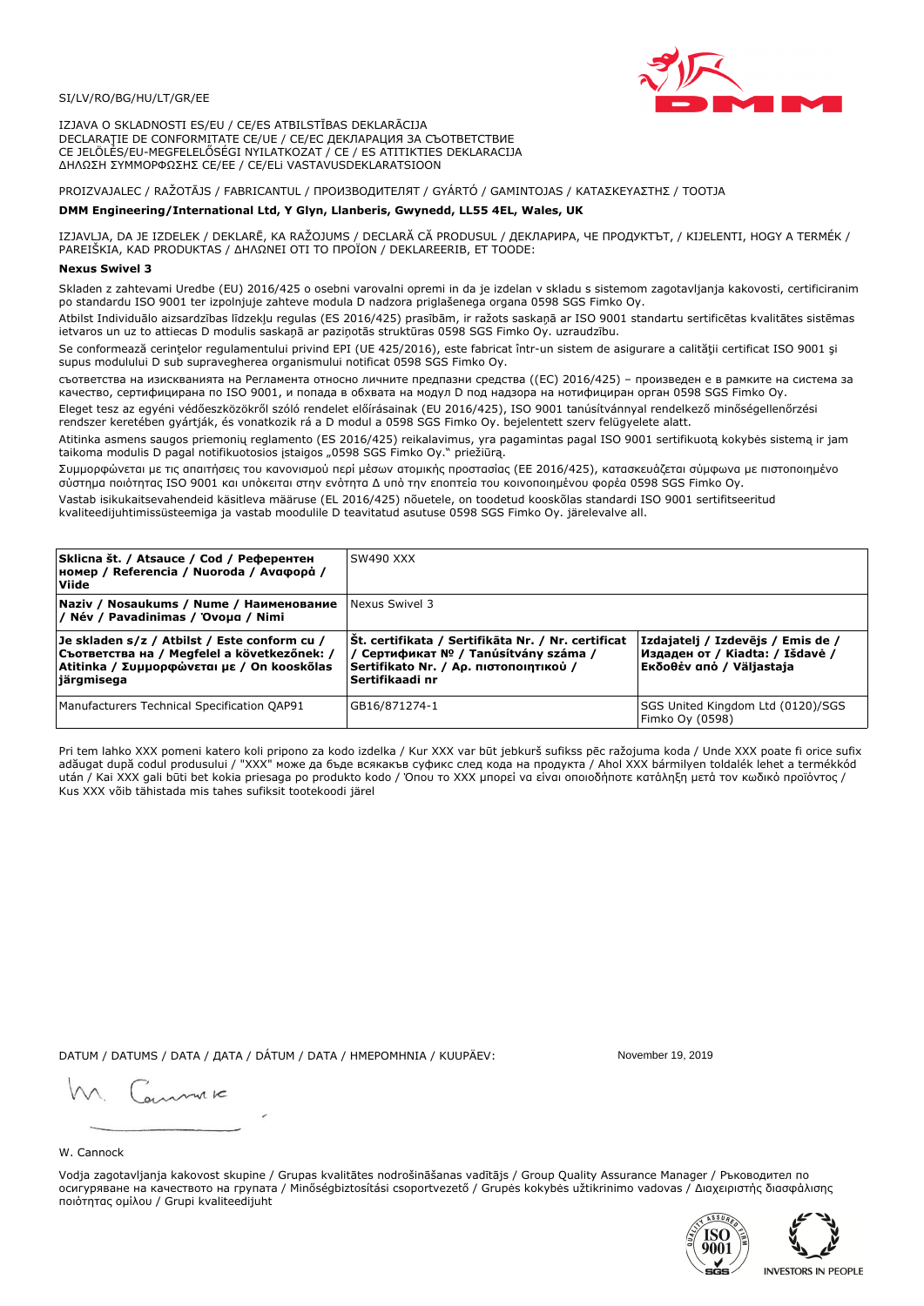SI/LV/RO/BG/HU/LT/GR/EE

IZJAVA O SKLADNOSTI ES/EU / CE/ES ATBILSTĪBAS DEKLARĀCIJA
DECLARAȚIE DE CONFORMITATE CE/UE / CE/ЕС ДЕКЛАРАЦИЯ ЗА СЪОТВЕТСТВИЕ
CE JELÖLÉS/EU-MEGFELELŐSÉGI NYILATKOZAT / CE / ES ATITIKTIES DEKLARACIJA
ΔΗΛΩΣΗ ΣΥΜΜΟΡΦΩΣΗΣ CE/EE / CE/ELi VASTAVUSDEKLARATSIOON

PROIZVAJALEC / RAŽOTĀJS / FABRICANTUL / ПРОИЗВОДИТЕЛЯТ / GYÁRTÓ / GAMINTOJAS / ΚΑΤΑΣΚΕΥΑΣΤΗΣ / TOOTJA

**DMM Engineering/International Ltd, Y Glyn, Llanberis, Gwynedd, LL55 4EL, Wales, UK**

IZJAVLJA, DA JE IZDELEK / DEKLARĒ, KA RAŽOJUMS / DECLARĂ CĂ PRODUSUL / ДЕКЛАРИРА, ЧЕ ПРОДУКТЪТ, / KIJELENTI, HOGY A TERMÉK / PAREIŠKIA, KAD PRODUKTAS / ΔΗΛΩΝΕΙ ΟΤΙ ΤΟ ΠΡΟΪΟΝ / DEKLAREERIB, ET TOODE:

**Nexus Swivel 3**

Skladen z zahtevami Uredbe (EU) 2016/425 o osebni varovalni opremi in da je izdelan v skladu s sistemom zagotavljanja kakovosti, certificiranim po standardu ISO 9001 ter izpolnjuje zahteve modula D nadzora priglašenega organa 0598 SGS Fimko Oy.

Atbilst Individuālo aizsardzības līdzekļu regulas (ES 2016/425) prasībām, ir ražots saskaņā ar ISO 9001 standartu sertificētas kvalitātes sistēmas ietvaros un uz to attiecas D modulis saskaņā ar paziņotās struktūras 0598 SGS Fimko Oy. uzraudzību.

Se conformează cerințelor regulamentului privind EPI (UE 425/2016), este fabricat într-un sistem de asigurare a calității certificat ISO 9001 și supus modulului D sub supravegherea organismului notificat 0598 SGS Fimko Oy.

съответства на изискванията на Регламента относно личните предпазни средства ((EC) 2016/425) – произведен е в рамките на системата за качество, сертифицирана по ISO 9001, и попада в обхвата на модул D под надзора на нотифициран орган 0598 SGS Fimko Oy.

Eleget tesz az egyéni védőeszközökről szóló rendelet előírásainak (EU 2016/425), ISO 9001 tanúsítvánnyal rendelkező minőségellenőrzési rendszer keretében gyártják, és vonatkozik rá a D modul a 0598 SGS Fimko Oy. bejelentett szerv felügyelete alatt.

Atitinka asmens saugos priemonių reglamento (ES 2016/425) reikalavimus, yra pagamintas pagal ISO 9001 sertifikuotą kokybės sistemą ir jam taikoma modulis D pagal notifikuotosios įstaigos „0598 SGS Fimko Oy." priežiūrą.

Συμμορφώνεται με τις απαιτήσεις του κανονισμού περί μέσων ατομικής προστασίας (ΕΕ 2016/425), κατασκευάζεται σύμφωνα με πιστοποιημένο σύστημα ποιότητας ISO 9001 και υπόκειται στην ενότητα Δ υπό την εποπτεία του κοινοποιημένου φορέα 0598 SGS Fimko Oy.

Vastab isikukaitsevahendeid käsitleva määruse (EL 2016/425) nõuetele, on toodetud kooskõlas standardi ISO 9001 sertifitseeritud kvaliteedijuhtimissüsteemiga ja vastab moodulile D teavitatud asutuse 0598 SGS Fimko Oy. järelevalve all.

| | | |
|---|---|---|
| **Sklicna št. / Atsauce / Cod / Референтен номер / Referencia / Nuoroda / Αναφορά / Viide** | SW490 XXX | |
| **Naziv / Nosaukums / Nume / Наименование / Név / Pavadinimas / Όνομα / Nimi** | Nexus Swivel 3 | |
| **Je skladen s/z / Atbilst / Este conform cu / Съответства на / Megfelel a következőnek: / Atitinka / Συμμορφώνεται με / On kooskõlas järgmisega** | **Št. certifikata / Sertifikāta Nr. / Nr. certificat / Сертификат № / Tanúsítvány száma / Sertifikato Nr. / Αρ. πιστοποιητικού / Sertifikaadi nr** | **Izdajatelj / Izdevējs / Emis de / Издаден от / Kiadta: / Išdavė / Εκδοθέν από / Väljastaja** |
| Manufacturers Technical Specification QAP91 | GB16/871274-1 | SGS United Kingdom Ltd (0120)/SGS Fimko Oy (0598) |

Pri tem lahko XXX pomeni katero koli pripono za kodo izdelka / Kur XXX var būt jebkurš sufikss pēc ražojuma koda / Unde XXX poate fi orice sufix adăugat după codul produsului / "XXX" може да бъде всякакъв суфикс след кода на продукта / Ahol XXX bármilyen toldalék lehet a termékkód után / Kai XXX gali būti bet kokia priesaga po produkto kodo / Όπου το XXX μπορεί να είναι οποιοδήποτε κατάληξη μετά τον κωδικό προϊόντος / Kus XXX võib tähistada mis tahes sufiksit tootekoodi järel

DATUM / DATUMS / DATA / ДАТА / DÁTUM / DATA / ΗΜΕΡΟΜΗΝΙΑ / KUUPÄEV: November 19, 2019

W. Cannock

Vodja zagotavljanja kakovost skupine / Grupas kvalitātes nodrošināšanas vadītājs / Group Quality Assurance Manager / Ръководител по осигуряване на качеството на групата / Minőségbiztosítási csoportvezető / Grupės kokybės užtikrinimo vadovas / Διαχειριστής διασφάλισης ποιότητας ομίλου / Grupi kvaliteedijuht